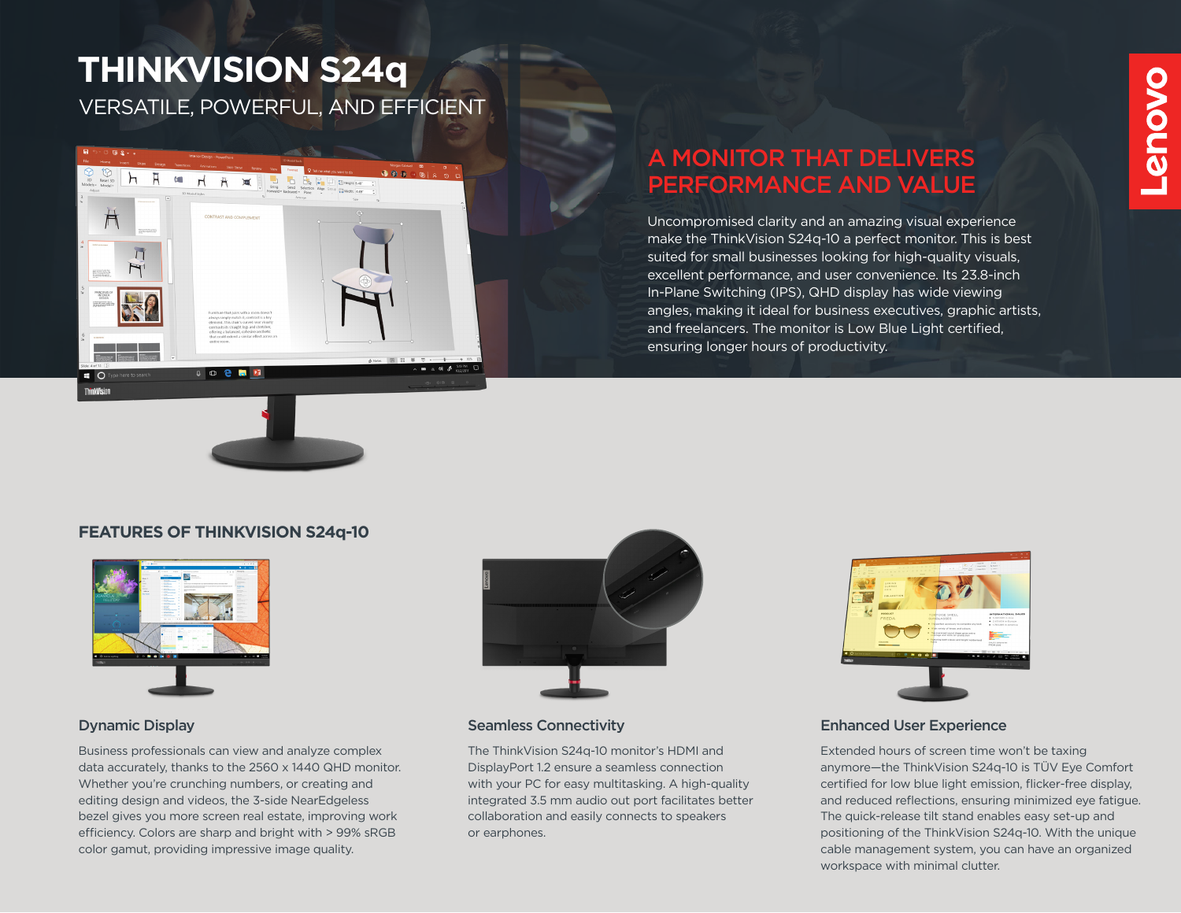# THINKVISION S24q

VERSATILE, POWERFUL, AND EFFICIENT

## A MONITOR THAT DELIVERS PERFORMANCE AND VALUE

Uncompromised clarity and an amazing visual experience make the ThinkVision S24q-10 a perfect monitor. This is best suited for small businesses looking for high-quality visuals, excellent performance, and user convenience. Its 23.8-inch In-Plane Switching (IPS), QHD display has wide viewing angles, making it ideal for business executives, graphic artists, and freelancers. The monitor is Low Blue Light certified, ensuring longer hours of productivity.

## FEATURES OF THINKVISION S24q-10

### Dynamic Display

Business professionals can view and analyze complex data accurately, thanks to the 2560 x 1440 QHD monitor. Whether you're crunching numbers, or creating and editing design and videos, the 3-side NearEdgeless bezel gives you more screen real estate, improving work efficiency. Colors are sharp and bright with > 99% sRGB color gamut, providing impressive image quality.

### Seamless Connectivity

The ThinkVision S24q-10 monitor's HDMI and DisplayPort 1.2 ensure a seamless connection with your PC for easy multitasking. A high-quality integrated 3.5 mm audio out port facilitates better collaboration and easily connects to speakers or earphones.

### Enhanced User Experience

Extended hours of screen time won't be taxing anymore—the ThinkVision S24q-10 is TÜV Eye Comfort certified for low blue light emission, flicker-free display, and reduced reflections, ensuring minimized eye fatigue. The quick-release tilt stand enables easy set-up and positioning of the ThinkVision S24q-10. With the unique cable management system, you can have an organized workspace with minimal clutter.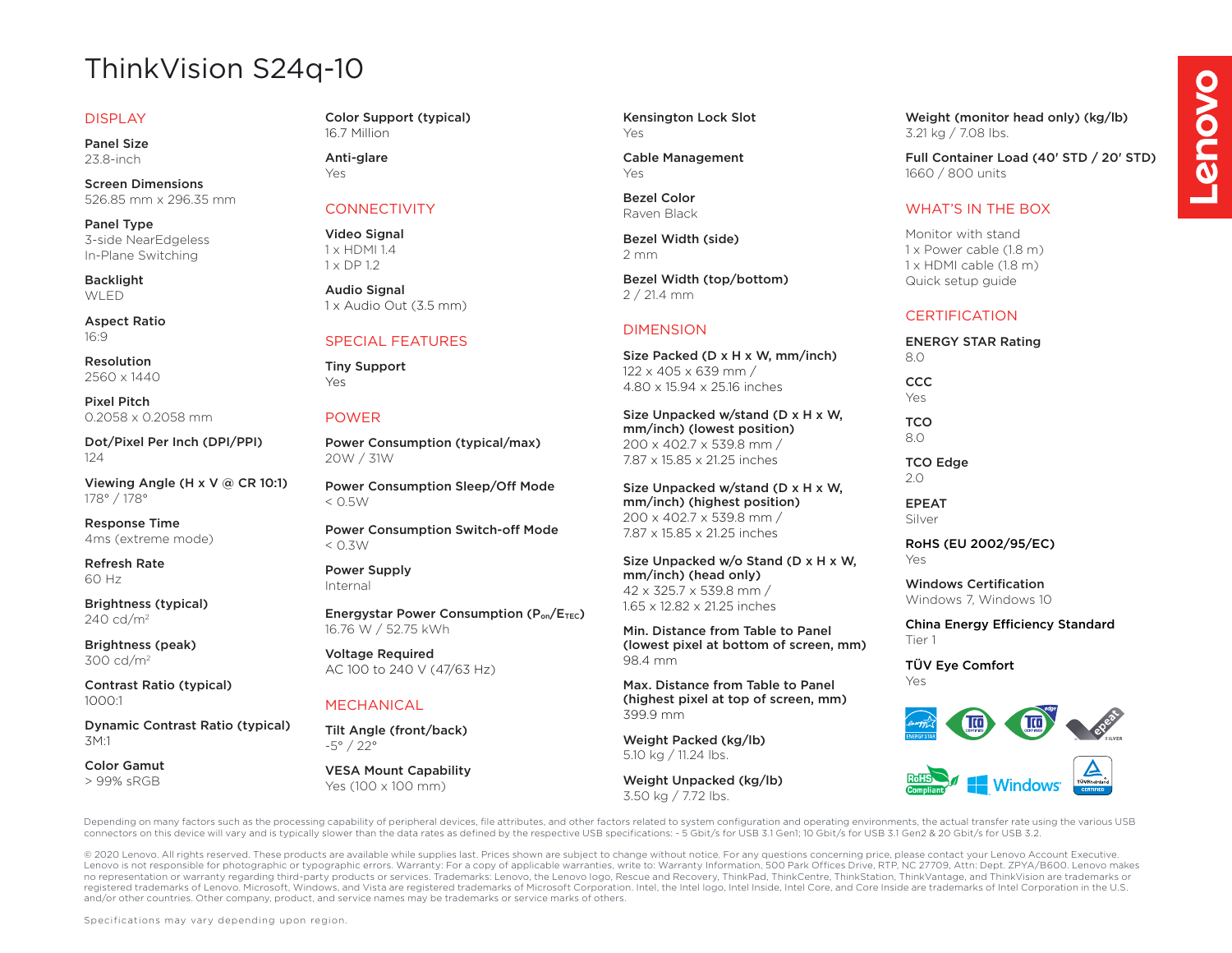# ThinkVision S24q-10

## DISPLAY

**Panel Size**
23.8-inch

**Screen Dimensions**
526.85 mm x 296.35 mm

**Panel Type**
3-side NearEdgeless
In-Plane Switching

**Backlight**
WLED

**Aspect Ratio**
16:9

**Resolution**
2560 x 1440

**Pixel Pitch**
0.2058 x 0.2058 mm

**Dot/Pixel Per Inch (DPI/PPI)**
124

**Viewing Angle (H x V @ CR 10:1)**
178° / 178°

**Response Time**
4ms (extreme mode)

**Refresh Rate**
60 Hz

**Brightness (typical)**
240 cd/m²

**Brightness (peak)**
300 cd/m²

**Contrast Ratio (typical)**
1000:1

**Dynamic Contrast Ratio (typical)**
3M:1

**Color Gamut**
> 99% sRGB

**Color Support (typical)**
16.7 Million

**Anti-glare**
Yes

## CONNECTIVITY

**Video Signal**
1 x HDMI 1.4
1 x DP 1.2

**Audio Signal**
1 x Audio Out (3.5 mm)

## SPECIAL FEATURES

**Tiny Support**
Yes

## POWER

**Power Consumption (typical/max)**
20W / 31W

**Power Consumption Sleep/Off Mode**
< 0.5W

**Power Consumption Switch-off Mode**
< 0.3W

**Power Supply**
Internal

**Energystar Power Consumption ($P_{on}$/$E_{TEC}$)**
16.76 W / 52.75 kWh

**Voltage Required**
AC 100 to 240 V (47/63 Hz)

## MECHANICAL

**Tilt Angle (front/back)**
-5° / 22°

**VESA Mount Capability**
Yes (100 x 100 mm)

**Kensington Lock Slot**
Yes

**Cable Management**
Yes

**Bezel Color**
Raven Black

**Bezel Width (side)**
2 mm

**Bezel Width (top/bottom)**
2 / 21.4 mm

## DIMENSION

**Size Packed (D x H x W, mm/inch)**
122 x 405 x 639 mm /
4.80 x 15.94 x 25.16 inches

**Size Unpacked w/stand (D x H x W, mm/inch) (lowest position)**
200 x 402.7 x 539.8 mm /
7.87 x 15.85 x 21.25 inches

**Size Unpacked w/stand (D x H x W, mm/inch) (highest position)**
200 x 402.7 x 539.8 mm /
7.87 x 15.85 x 21.25 inches

**Size Unpacked w/o Stand (D x H x W, mm/inch) (head only)**
42 x 325.7 x 539.8 mm /
1.65 x 12.82 x 21.25 inches

**Min. Distance from Table to Panel (lowest pixel at bottom of screen, mm)**
98.4 mm

**Max. Distance from Table to Panel (highest pixel at top of screen, mm)**
399.9 mm

**Weight Packed (kg/lb)**
5.10 kg / 11.24 lbs.

**Weight Unpacked (kg/lb)**
3.50 kg / 7.72 lbs.

**Weight (monitor head only) (kg/lb)**
3.21 kg / 7.08 lbs.

**Full Container Load (40' STD / 20' STD)**
1660 / 800 units

## WHAT'S IN THE BOX

Monitor with stand
1 x Power cable (1.8 m)
1 x HDMI cable (1.8 m)
Quick setup guide

## CERTIFICATION

**ENERGY STAR Rating**
8.0

**CCC**
Yes

**TCO**
8.0

**TCO Edge**
2.0

**EPEAT**
Silver

**RoHS (EU 2002/95/EC)**
Yes

**Windows Certification**
Windows 7, Windows 10

**China Energy Efficiency Standard**
Tier 1

**TÜV Eye Comfort**
Yes

Depending on many factors such as the processing capability of peripheral devices, file attributes, and other factors related to system configuration and operating environments, the actual transfer rate using the various USB connectors on this device will vary and is typically slower than the data rates as defined by the respective USB specifications: - 5 Gbit/s for USB 3.1 Gen1; 10 Gbit/s for USB 3.1 Gen2 & 20 Gbit/s for USB 3.2.

© 2020 Lenovo. All rights reserved. These products are available while supplies last. Prices shown are subject to change without notice. For any questions concerning price, please contact your Lenovo Account Executive. Lenovo is not responsible for photographic or typographic errors. Warranty: For a copy of applicable warranties, write to: Warranty Information, 500 Park Offices Drive, RTP, NC 27709, Attn: Dept. ZPYA/B600. Lenovo makes no representation or warranty regarding third-party products or services. Trademarks: Lenovo, the Lenovo logo, Rescue and Recovery, ThinkPad, ThinkCentre, ThinkStation, ThinkVantage, and ThinkVision are trademarks or registered trademarks of Lenovo. Microsoft, Windows, and Vista are registered trademarks of Microsoft Corporation. Intel, the Intel logo, Intel Inside, Intel Core, and Core Inside are trademarks of Intel Corporation in the U.S. and/or other countries. Other company, product, and service names may be trademarks or service marks of others.

Specifications may vary depending upon region.